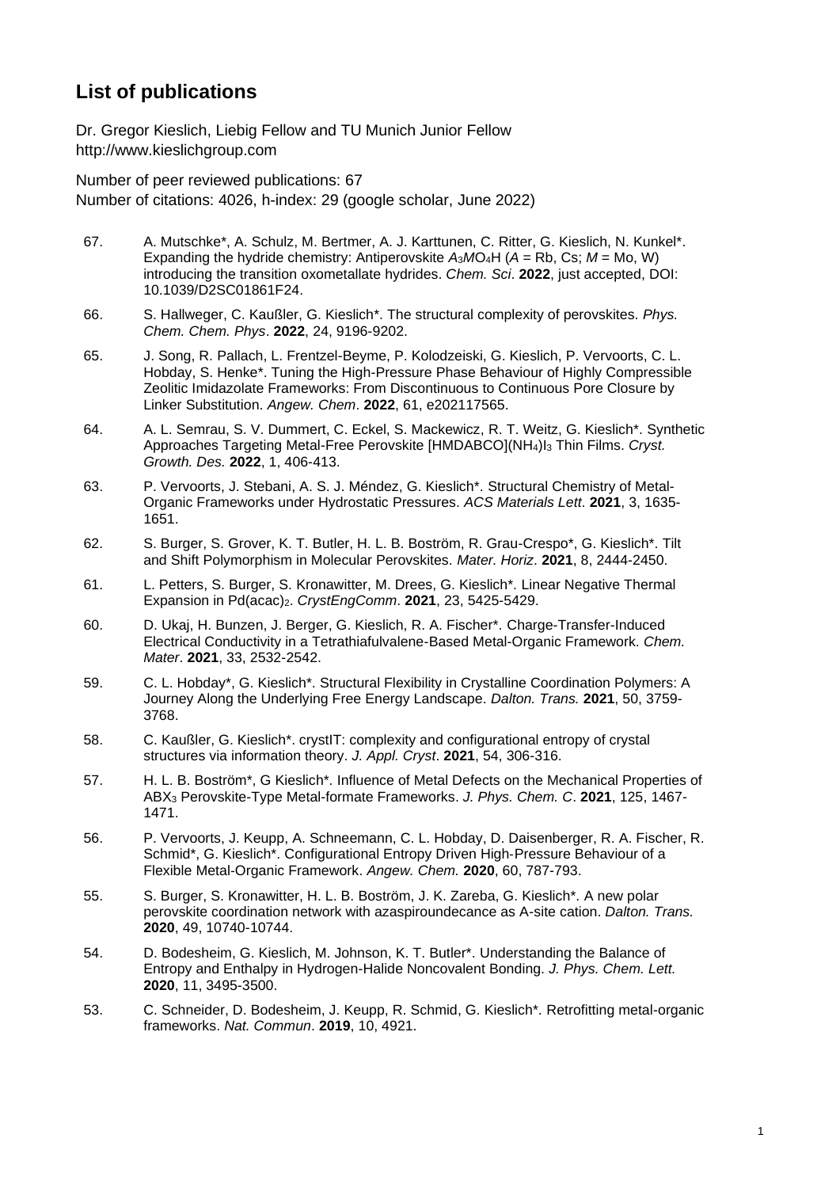# List of publications

Dr. Gregor Kieslich, Liebig Fellow and TU Munich Junior Fellow
http://www.kieslichgroup.com

Number of peer reviewed publications: 67
Number of citations: 4026, h-index: 29 (google scholar, June 2022)

67. A. Mutschke*, A. Schulz, M. Bertmer, A. J. Karttunen, C. Ritter, G. Kieslich, N. Kunkel*. Expanding the hydride chemistry: Antiperovskite $A_3MO_4H$ ($A$ = Rb, Cs; $M$ = Mo, W) introducing the transition oxometallate hydrides. *Chem. Sci*. **2022**, just accepted, DOI: 10.1039/D2SC01861F24.

66. S. Hallweger, C. Kaußler, G. Kieslich*. The structural complexity of perovskites. *Phys. Chem. Chem. Phys*. **2022**, 24, 9196-9202.

65. J. Song, R. Pallach, L. Frentzel-Beyme, P. Kolodzeiski, G. Kieslich, P. Vervoorts, C. L. Hobday, S. Henke*. Tuning the High-Pressure Phase Behaviour of Highly Compressible Zeolitic Imidazolate Frameworks: From Discontinuous to Continuous Pore Closure by Linker Substitution. *Angew. Chem*. **2022**, 61, e202117565.

64. A. L. Semrau, S. V. Dummert, C. Eckel, S. Mackewicz, R. T. Weitz, G. Kieslich*. Synthetic Approaches Targeting Metal-Free Perovskite [HMDABCO]($NH_4$)$I_3$ Thin Films. *Cryst. Growth. Des.* **2022**, 1, 406-413.

63. P. Vervoorts, J. Stebani, A. S. J. Méndez, G. Kieslich*. Structural Chemistry of Metal-Organic Frameworks under Hydrostatic Pressures. *ACS Materials Lett*. **2021**, 3, 1635-1651.

62. S. Burger, S. Grover, K. T. Butler, H. L. B. Boström, R. Grau-Crespo*, G. Kieslich*. Tilt and Shift Polymorphism in Molecular Perovskites. *Mater. Horiz*. **2021**, 8, 2444-2450.

61. L. Petters, S. Burger, S. Kronawitter, M. Drees, G. Kieslich*. Linear Negative Thermal Expansion in Pd(acac)$_2$. *CrystEngComm*. **2021**, 23, 5425-5429.

60. D. Ukaj, H. Bunzen, J. Berger, G. Kieslich, R. A. Fischer*. Charge-Transfer-Induced Electrical Conductivity in a Tetrathiafulvalene-Based Metal-Organic Framework. *Chem. Mater*. **2021**, 33, 2532-2542.

59. C. L. Hobday*, G. Kieslich*. Structural Flexibility in Crystalline Coordination Polymers: A Journey Along the Underlying Free Energy Landscape. *Dalton. Trans.* **2021**, 50, 3759-3768.

58. C. Kaußler, G. Kieslich*. crystIT: complexity and configurational entropy of crystal structures via information theory. *J. Appl. Cryst*. **2021**, 54, 306-316.

57. H. L. B. Boström*, G Kieslich*. Influence of Metal Defects on the Mechanical Properties of $ABX_3$ Perovskite-Type Metal-formate Frameworks. *J. Phys. Chem. C*. **2021**, 125, 1467-1471.

56. P. Vervoorts, J. Keupp, A. Schneemann, C. L. Hobday, D. Daisenberger, R. A. Fischer, R. Schmid*, G. Kieslich*. Configurational Entropy Driven High-Pressure Behaviour of a Flexible Metal-Organic Framework. *Angew. Chem.* **2020**, 60, 787-793.

55. S. Burger, S. Kronawitter, H. L. B. Boström, J. K. Zareba, G. Kieslich*. A new polar perovskite coordination network with azaspiroundecane as A-site cation. *Dalton. Trans.* **2020**, 49, 10740-10744.

54. D. Bodesheim, G. Kieslich, M. Johnson, K. T. Butler*. Understanding the Balance of Entropy and Enthalpy in Hydrogen-Halide Noncovalent Bonding. *J. Phys. Chem. Lett.* **2020**, 11, 3495-3500.

53. C. Schneider, D. Bodesheim, J. Keupp, R. Schmid, G. Kieslich*. Retrofitting metal-organic frameworks. *Nat. Commun*. **2019**, 10, 4921.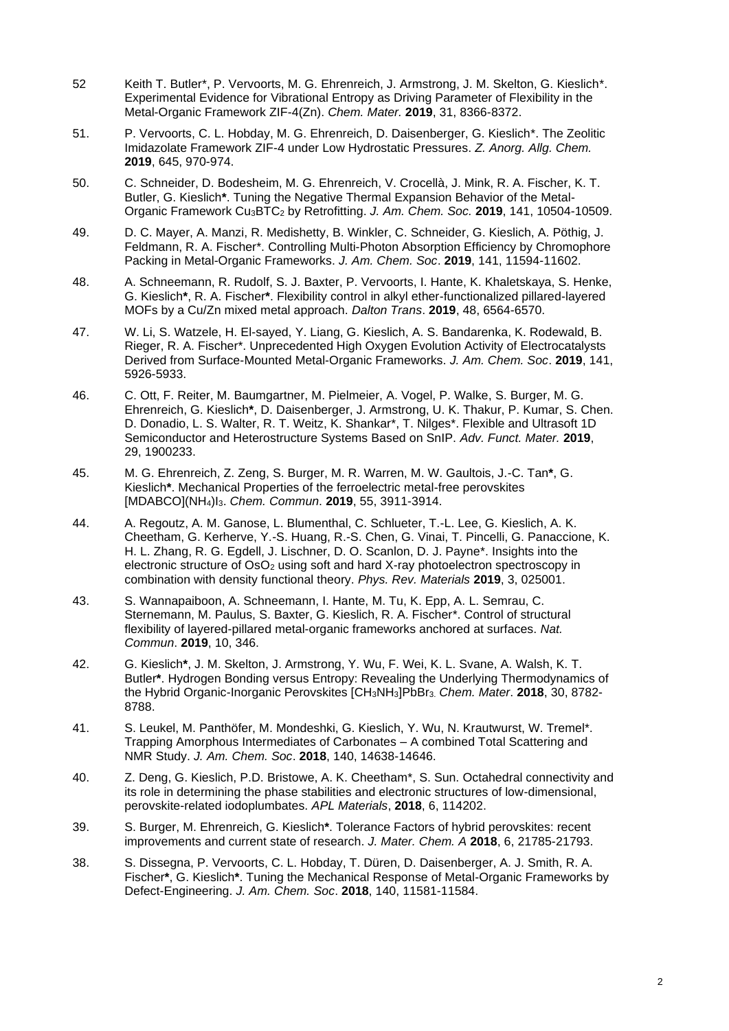52 Keith T. Butler*, P. Vervoorts, M. G. Ehrenreich, J. Armstrong, J. M. Skelton, G. Kieslich*. Experimental Evidence for Vibrational Entropy as Driving Parameter of Flexibility in the Metal-Organic Framework ZIF-4(Zn). *Chem. Mater.* **2019**, 31, 8366-8372.

51. P. Vervoorts, C. L. Hobday, M. G. Ehrenreich, D. Daisenberger, G. Kieslich*. The Zeolitic Imidazolate Framework ZIF-4 under Low Hydrostatic Pressures. *Z. Anorg. Allg. Chem.* **2019**, 645, 970-974.

50. C. Schneider, D. Bodesheim, M. G. Ehrenreich, V. Crocellà, J. Mink, R. A. Fischer, K. T. Butler, G. Kieslich**\***. Tuning the Negative Thermal Expansion Behavior of the Metal-Organic Framework $Cu_3BTC_2$ by Retrofitting. *J. Am. Chem. Soc.* **2019**, 141, 10504-10509.

49. D. C. Mayer, A. Manzi, R. Medishetty, B. Winkler, C. Schneider, G. Kieslich, A. Pöthig, J. Feldmann, R. A. Fischer*. Controlling Multi-Photon Absorption Efficiency by Chromophore Packing in Metal-Organic Frameworks. *J. Am. Chem. Soc*. **2019**, 141, 11594-11602.

48. A. Schneemann, R. Rudolf, S. J. Baxter, P. Vervoorts, I. Hante, K. Khaletskaya, S. Henke, G. Kieslich**\***, R. A. Fischer**\***. Flexibility control in alkyl ether-functionalized pillared-layered MOFs by a Cu/Zn mixed metal approach. *Dalton Trans*. **2019**, 48, 6564-6570.

47. W. Li, S. Watzele, H. El-sayed, Y. Liang, G. Kieslich, A. S. Bandarenka, K. Rodewald, B. Rieger, R. A. Fischer*. Unprecedented High Oxygen Evolution Activity of Electrocatalysts Derived from Surface-Mounted Metal-Organic Frameworks. *J. Am. Chem. Soc*. **2019**, 141, 5926-5933.

46. C. Ott, F. Reiter, M. Baumgartner, M. Pielmeier, A. Vogel, P. Walke, S. Burger, M. G. Ehrenreich, G. Kieslich**\***, D. Daisenberger, J. Armstrong, U. K. Thakur, P. Kumar, S. Chen. D. Donadio, L. S. Walter, R. T. Weitz, K. Shankar*, T. Nilges*. Flexible and Ultrasoft 1D Semiconductor and Heterostructure Systems Based on SnIP. *Adv. Funct. Mater.* **2019**, 29, 1900233.

45. M. G. Ehrenreich, Z. Zeng, S. Burger, M. R. Warren, M. W. Gaultois, J.-C. Tan**\***, G. Kieslich**\***. Mechanical Properties of the ferroelectric metal-free perovskites $[MDABCO](NH_4)I_3$. *Chem. Commun.* **2019**, 55, 3911-3914.

44. A. Regoutz, A. M. Ganose, L. Blumenthal, C. Schlueter, T.-L. Lee, G. Kieslich, A. K. Cheetham, G. Kerherve, Y.-S. Huang, R.-S. Chen, G. Vinai, T. Pincelli, G. Panaccione, K. H. L. Zhang, R. G. Egdell, J. Lischner, D. O. Scanlon, D. J. Payne*. Insights into the electronic structure of $OsO_2$ using soft and hard X-ray photoelectron spectroscopy in combination with density functional theory. *Phys. Rev. Materials* **2019**, 3, 025001.

43. S. Wannapaiboon, A. Schneemann, I. Hante, M. Tu, K. Epp, A. L. Semrau, C. Sternemann, M. Paulus, S. Baxter, G. Kieslich, R. A. Fischer*. Control of structural flexibility of layered-pillared metal-organic frameworks anchored at surfaces. *Nat. Commun*. **2019**, 10, 346.

42. G. Kieslich**\***, J. M. Skelton, J. Armstrong, Y. Wu, F. Wei, K. L. Svane, A. Walsh, K. T. Butler**\***. Hydrogen Bonding versus Entropy: Revealing the Underlying Thermodynamics of the Hybrid Organic-Inorganic Perovskites $[CH_3NH_3]PbBr_3$. *Chem. Mater*. **2018**, 30, 8782-8788.

41. S. Leukel, M. Panthöfer, M. Mondeshki, G. Kieslich, Y. Wu, N. Krautwurst, W. Tremel*. Trapping Amorphous Intermediates of Carbonates – A combined Total Scattering and NMR Study. *J. Am. Chem. Soc*. **2018**, 140, 14638-14646.

40. Z. Deng, G. Kieslich, P.D. Bristowe, A. K. Cheetham*, S. Sun. Octahedral connectivity and its role in determining the phase stabilities and electronic structures of low-dimensional, perovskite-related iodoplumbates. *APL Materials*, **2018**, 6, 114202.

39. S. Burger, M. Ehrenreich, G. Kieslich**\***. Tolerance Factors of hybrid perovskites: recent improvements and current state of research. *J. Mater. Chem. A* **2018**, 6, 21785-21793.

38. S. Dissegna, P. Vervoorts, C. L. Hobday, T. Düren, D. Daisenberger, A. J. Smith, R. A. Fischer**\***, G. Kieslich**\***. Tuning the Mechanical Response of Metal-Organic Frameworks by Defect-Engineering. *J. Am. Chem. Soc*. **2018**, 140, 11581-11584.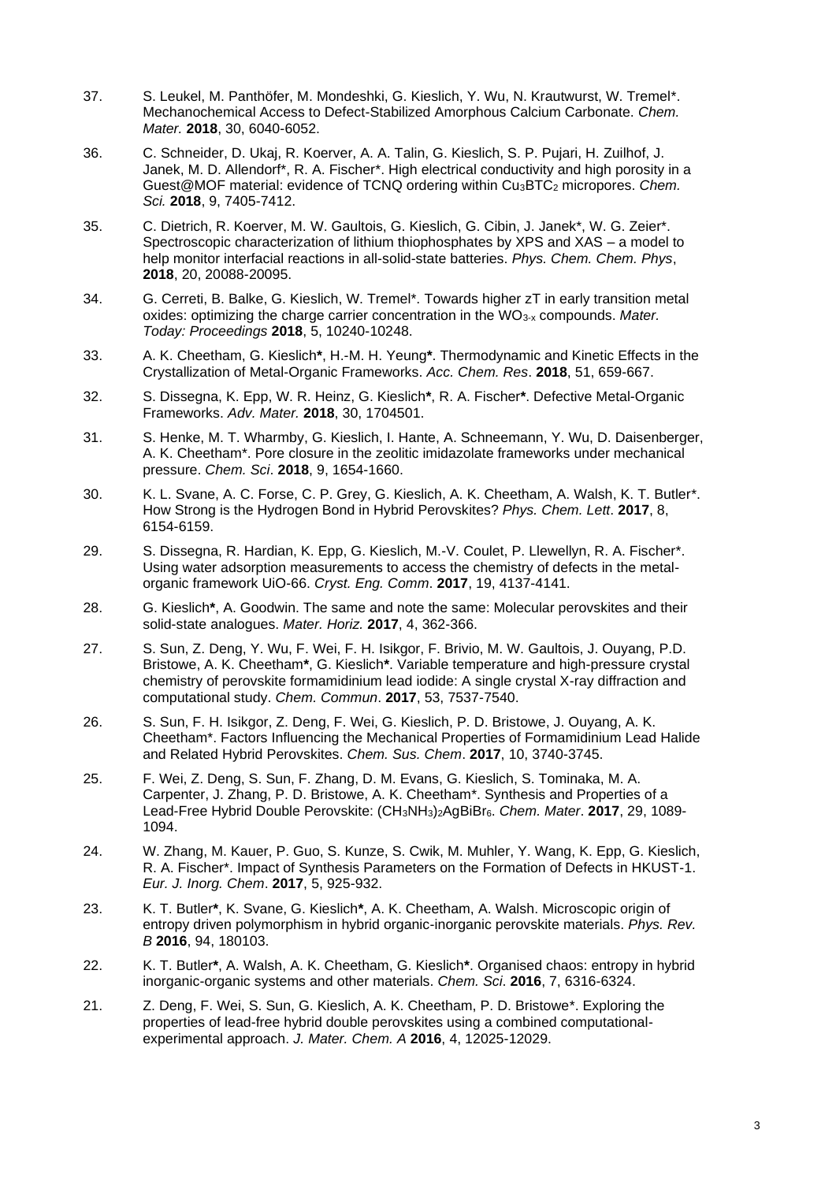37. S. Leukel, M. Panthöfer, M. Mondeshki, G. Kieslich, Y. Wu, N. Krautwurst, W. Tremel*. Mechanochemical Access to Defect-Stabilized Amorphous Calcium Carbonate. *Chem. Mater.* **2018**, 30, 6040-6052.

36. C. Schneider, D. Ukaj, R. Koerver, A. A. Talin, G. Kieslich, S. P. Pujari, H. Zuilhof, J. Janek, M. D. Allendorf*, R. A. Fischer*. High electrical conductivity and high porosity in a Guest@MOF material: evidence of TCNQ ordering within $Cu_3BTC_2$ micropores. *Chem. Sci.* **2018**, 9, 7405-7412.

35. C. Dietrich, R. Koerver, M. W. Gaultois, G. Kieslich, G. Cibin, J. Janek*, W. G. Zeier*. Spectroscopic characterization of lithium thiophosphates by XPS and XAS – a model to help monitor interfacial reactions in all-solid-state batteries. *Phys. Chem. Chem. Phys*, **2018**, 20, 20088-20095.

34. G. Cerreti, B. Balke, G. Kieslich, W. Tremel*. Towards higher zT in early transition metal oxides: optimizing the charge carrier concentration in the $WO_{3-x}$ compounds. *Mater. Today: Proceedings* **2018**, 5, 10240-10248.

33. A. K. Cheetham, G. Kieslich**\***, H.-M. H. Yeung**\***. Thermodynamic and Kinetic Effects in the Crystallization of Metal-Organic Frameworks. *Acc. Chem. Res*. **2018**, 51, 659-667.

32. S. Dissegna, K. Epp, W. R. Heinz, G. Kieslich**\***, R. A. Fischer**\***. Defective Metal-Organic Frameworks. *Adv. Mater.* **2018**, 30, 1704501.

31. S. Henke, M. T. Wharmby, G. Kieslich, I. Hante, A. Schneemann, Y. Wu, D. Daisenberger, A. K. Cheetham*. Pore closure in the zeolitic imidazolate frameworks under mechanical pressure. *Chem. Sci*. **2018**, 9, 1654-1660.

30. K. L. Svane, A. C. Forse, C. P. Grey, G. Kieslich, A. K. Cheetham, A. Walsh, K. T. Butler*. How Strong is the Hydrogen Bond in Hybrid Perovskites? *Phys. Chem. Lett*. **2017**, 8, 6154-6159.

29. S. Dissegna, R. Hardian, K. Epp, G. Kieslich, M.-V. Coulet, P. Llewellyn, R. A. Fischer*. Using water adsorption measurements to access the chemistry of defects in the metal-organic framework UiO-66. *Cryst. Eng. Comm*. **2017**, 19, 4137-4141.

28. G. Kieslich**\***, A. Goodwin. The same and note the same: Molecular perovskites and their solid-state analogues. *Mater. Horiz.* **2017**, 4, 362-366.

27. S. Sun, Z. Deng, Y. Wu, F. Wei, F. H. Isikgor, F. Brivio, M. W. Gaultois, J. Ouyang, P.D. Bristowe, A. K. Cheetham**\***, G. Kieslich**\***. Variable temperature and high-pressure crystal chemistry of perovskite formamidinium lead iodide: A single crystal X-ray diffraction and computational study. *Chem. Commun*. **2017**, 53, 7537-7540.

26. S. Sun, F. H. Isikgor, Z. Deng, F. Wei, G. Kieslich, P. D. Bristowe, J. Ouyang, A. K. Cheetham*. Factors Influencing the Mechanical Properties of Formamidinium Lead Halide and Related Hybrid Perovskites. *Chem. Sus. Chem*. **2017**, 10, 3740-3745.

25. F. Wei, Z. Deng, S. Sun, F. Zhang, D. M. Evans, G. Kieslich, S. Tominaka, M. A. Carpenter, J. Zhang, P. D. Bristowe, A. K. Cheetham*. Synthesis and Properties of a Lead-Free Hybrid Double Perovskite: $(CH_3NH_3)_2AgBiBr_6$. *Chem. Mater*. **2017**, 29, 1089-1094.

24. W. Zhang, M. Kauer, P. Guo, S. Kunze, S. Cwik, M. Muhler, Y. Wang, K. Epp, G. Kieslich, R. A. Fischer*. Impact of Synthesis Parameters on the Formation of Defects in HKUST-1. *Eur. J. Inorg. Chem*. **2017**, 5, 925-932.

23. K. T. Butler**\***, K. Svane, G. Kieslich**\***, A. K. Cheetham, A. Walsh. Microscopic origin of entropy driven polymorphism in hybrid organic-inorganic perovskite materials. *Phys. Rev. B* **2016**, 94, 180103.

22. K. T. Butler**\***, A. Walsh, A. K. Cheetham, G. Kieslich**\***. Organised chaos: entropy in hybrid inorganic-organic systems and other materials. *Chem. Sci*. **2016**, 7, 6316-6324.

21. Z. Deng, F. Wei, S. Sun, G. Kieslich, A. K. Cheetham, P. D. Bristowe*. Exploring the properties of lead-free hybrid double perovskites using a combined computational-experimental approach. *J. Mater. Chem. A* **2016**, 4, 12025-12029.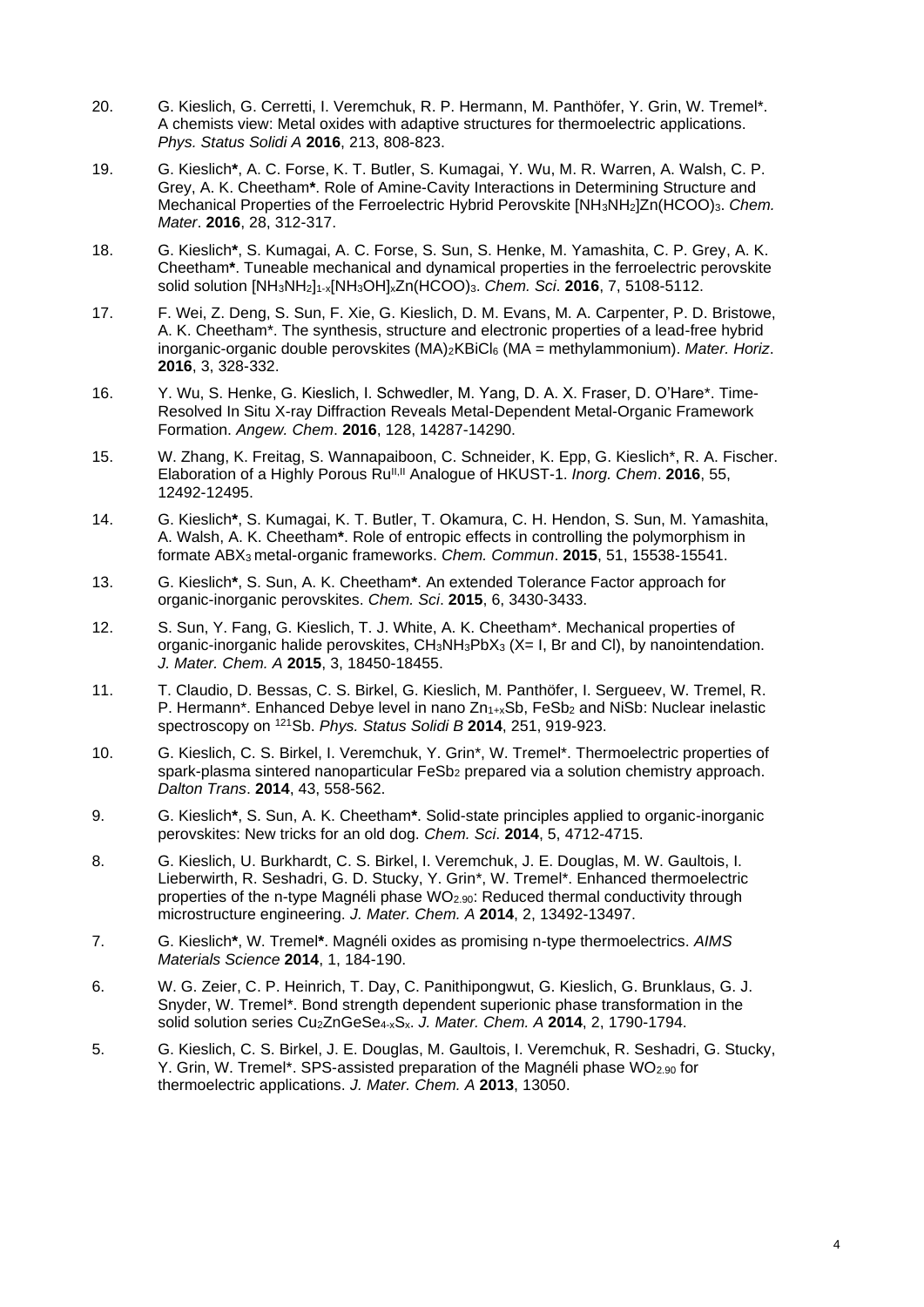20. G. Kieslich, G. Cerretti, I. Veremchuk, R. P. Hermann, M. Panthöfer, Y. Grin, W. Tremel*. A chemists view: Metal oxides with adaptive structures for thermoelectric applications. *Phys. Status Solidi A* **2016**, 213, 808-823.

19. G. Kieslich**\***, A. C. Forse, K. T. Butler, S. Kumagai, Y. Wu, M. R. Warren, A. Walsh, C. P. Grey, A. K. Cheetham**\***. Role of Amine-Cavity Interactions in Determining Structure and Mechanical Properties of the Ferroelectric Hybrid Perovskite $[NH_3NH_2]Zn(HCOO)_3$. *Chem. Mater*. **2016**, 28, 312-317.

18. G. Kieslich**\***, S. Kumagai, A. C. Forse, S. Sun, S. Henke, M. Yamashita, C. P. Grey, A. K. Cheetham**\***. Tuneable mechanical and dynamical properties in the ferroelectric perovskite solid solution $[NH_3NH_2]_{1-x}[NH_3OH]_xZn(HCOO)_3$. *Chem. Sci*. **2016**, 7, 5108-5112.

17. F. Wei, Z. Deng, S. Sun, F. Xie, G. Kieslich, D. M. Evans, M. A. Carpenter, P. D. Bristowe, A. K. Cheetham*. The synthesis, structure and electronic properties of a lead-free hybrid inorganic-organic double perovskites $(MA)_2KBiCl_6$ (MA = methylammonium). *Mater. Horiz*. **2016**, 3, 328-332.

16. Y. Wu, S. Henke, G. Kieslich, I. Schwedler, M. Yang, D. A. X. Fraser, D. O'Hare*. Time-Resolved In Situ X-ray Diffraction Reveals Metal-Dependent Metal-Organic Framework Formation. *Angew. Chem*. **2016**, 128, 14287-14290.

15. W. Zhang, K. Freitag, S. Wannapaiboon, C. Schneider, K. Epp, G. Kieslich*, R. A. Fischer. Elaboration of a Highly Porous $Ru^{II,II}$ Analogue of HKUST-1. *Inorg. Chem*. **2016**, 55, 12492-12495.

14. G. Kieslich**\***, S. Kumagai, K. T. Butler, T. Okamura, C. H. Hendon, S. Sun, M. Yamashita, A. Walsh, A. K. Cheetham**\***. Role of entropic effects in controlling the polymorphism in formate $ABX_3$ metal-organic frameworks. *Chem. Commun*. **2015**, 51, 15538-15541.

13. G. Kieslich**\***, S. Sun, A. K. Cheetham**\***. An extended Tolerance Factor approach for organic-inorganic perovskites. *Chem. Sci*. **2015**, 6, 3430-3433.

12. S. Sun, Y. Fang, G. Kieslich, T. J. White, A. K. Cheetham*. Mechanical properties of organic-inorganic halide perovskites, $CH_3NH_3PbX_3$ (X= I, Br and Cl), by nanointendation. *J. Mater. Chem. A* **2015**, 3, 18450-18455.

11. T. Claudio, D. Bessas, C. S. Birkel, G. Kieslich, M. Panthöfer, I. Sergueev, W. Tremel, R. P. Hermann*. Enhanced Debye level in nano $Zn_{1+x}Sb$, $FeSb_2$ and NiSb: Nuclear inelastic spectroscopy on $^{121}Sb$. *Phys. Status Solidi B* **2014**, 251, 919-923.

10. G. Kieslich, C. S. Birkel, I. Veremchuk, Y. Grin*, W. Tremel*. Thermoelectric properties of spark-plasma sintered nanoparticular $FeSb_2$ prepared via a solution chemistry approach. *Dalton Trans*. **2014**, 43, 558-562.

9. G. Kieslich**\***, S. Sun, A. K. Cheetham**\***. Solid-state principles applied to organic-inorganic perovskites: New tricks for an old dog. *Chem. Sci*. **2014**, 5, 4712-4715.

8. G. Kieslich, U. Burkhardt, C. S. Birkel, I. Veremchuk, J. E. Douglas, M. W. Gaultois, I. Lieberwirth, R. Seshadri, G. D. Stucky, Y. Grin*, W. Tremel*. Enhanced thermoelectric properties of the n-type Magnéli phase $WO_{2.90}$: Reduced thermal conductivity through microstructure engineering. *J. Mater. Chem. A* **2014**, 2, 13492-13497.

7. G. Kieslich**\***, W. Tremel**\***. Magnéli oxides as promising n-type thermoelectrics. *AIMS Materials Science* **2014**, 1, 184-190.

6. W. G. Zeier, C. P. Heinrich, T. Day, C. Panithipongwut, G. Kieslich, G. Brunklaus, G. J. Snyder, W. Tremel*. Bond strength dependent superionic phase transformation in the solid solution series $Cu_2ZnGeSe_{4-x}S_x$. *J. Mater. Chem. A* **2014**, 2, 1790-1794.

5. G. Kieslich, C. S. Birkel, J. E. Douglas, M. Gaultois, I. Veremchuk, R. Seshadri, G. Stucky, Y. Grin, W. Tremel*. SPS-assisted preparation of the Magnéli phase $WO_{2.90}$ for thermoelectric applications. *J. Mater. Chem. A* **2013**, 13050.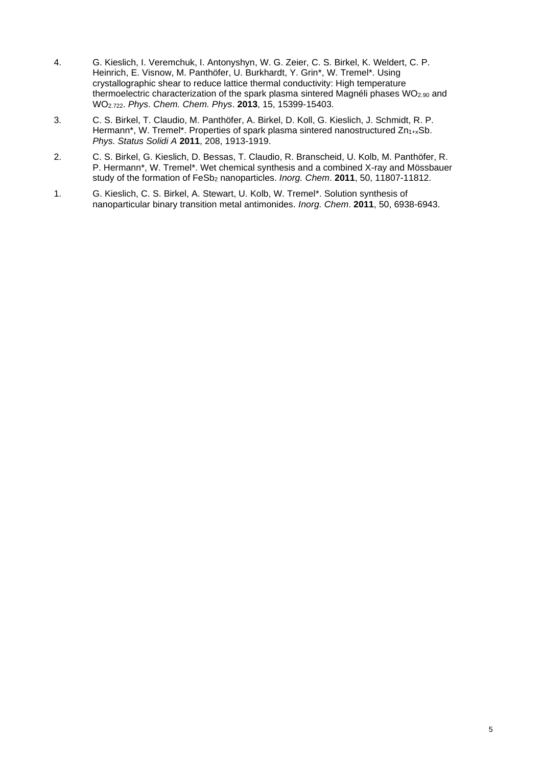4. G. Kieslich, I. Veremchuk, I. Antonyshyn, W. G. Zeier, C. S. Birkel, K. Weldert, C. P. Heinrich, E. Visnow, M. Panthöfer, U. Burkhardt, Y. Grin*, W. Tremel*. Using crystallographic shear to reduce lattice thermal conductivity: High temperature thermoelectric characterization of the spark plasma sintered Magnéli phases $WO_{2.90}$ and $WO_{2.722}$. *Phys. Chem. Chem. Phys*. **2013**, 15, 15399-15403.

3. C. S. Birkel, T. Claudio, M. Panthöfer, A. Birkel, D. Koll, G. Kieslich, J. Schmidt, R. P. Hermann*, W. Tremel*. Properties of spark plasma sintered nanostructured $Zn_{1+x}Sb$. *Phys. Status Solidi A* **2011**, 208, 1913-1919.

2. C. S. Birkel, G. Kieslich, D. Bessas, T. Claudio, R. Branscheid, U. Kolb, M. Panthöfer, R. P. Hermann*, W. Tremel*. Wet chemical synthesis and a combined X-ray and Mössbauer study of the formation of $FeSb_2$ nanoparticles. *Inorg. Chem*. **2011**, 50, 11807-11812.

1. G. Kieslich, C. S. Birkel, A. Stewart, U. Kolb, W. Tremel*. Solution synthesis of nanoparticular binary transition metal antimonides. *Inorg. Chem*. **2011**, 50, 6938-6943.